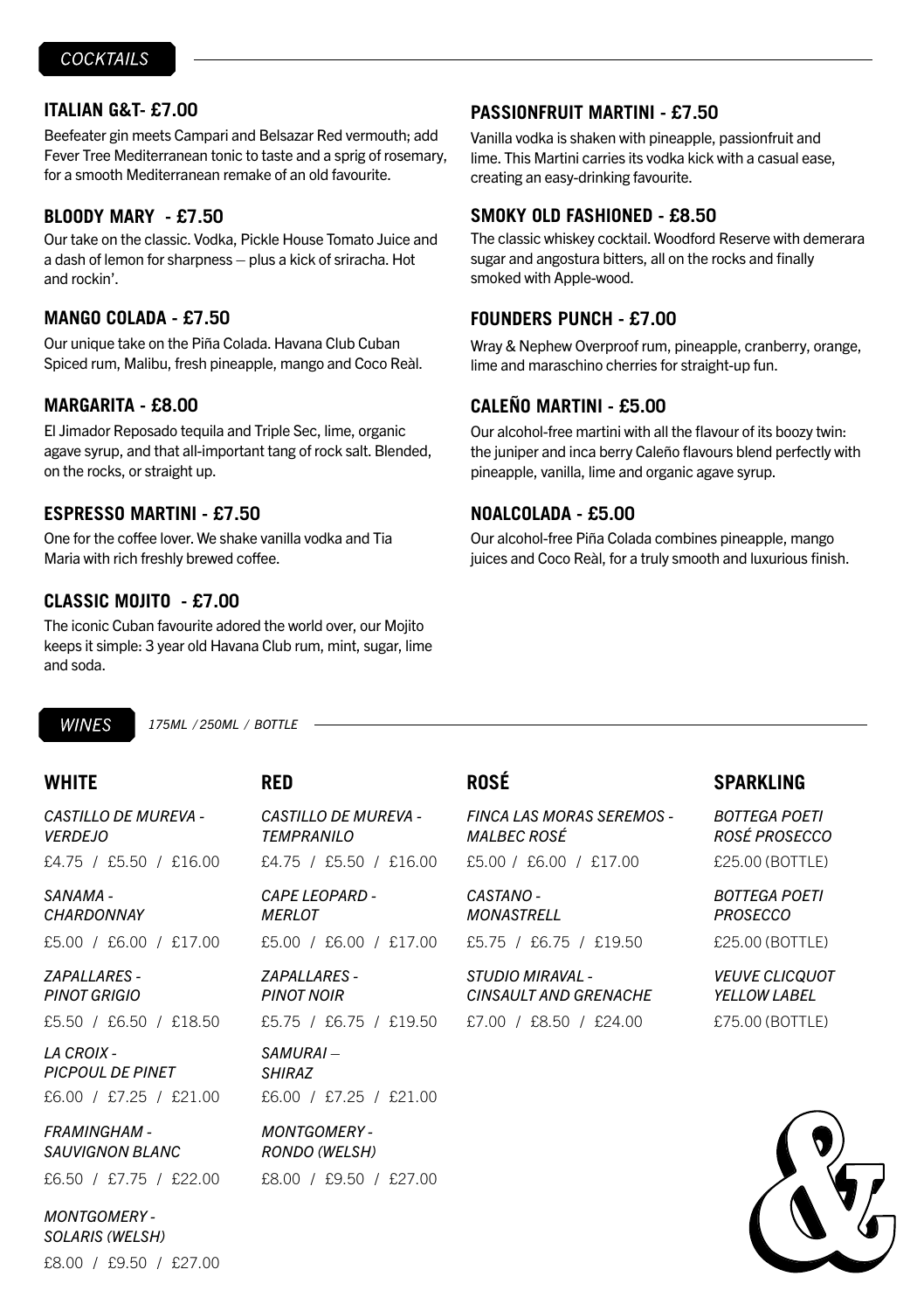## COCKTAILS

### ITALIAN G&T- £7.00

Beefeater gin meets Campari and Belsazar Red vermouth; add Fever Tree Mediterranean tonic to taste and a sprig of rosemary, for a smooth Mediterranean remake of an old favourite.

### BLOODY MARY - £7.50

Our take on the classic. Vodka, Pickle House Tomato Juice and a dash of lemon for sharpness – plus a kick of sriracha. Hot and rockin'.

### MANGO COLADA - £7.50

Our unique take on the Piña Colada. Havana Club Cuban Spiced rum, Malibu, fresh pineapple, mango and Coco Reàl.

### MARGARITA - £8.00

El Jimador Reposado tequila and Triple Sec, lime, organic agave syrup, and that all-important tang of rock salt. Blended, on the rocks, or straight up.

### ESPRESSO MARTINI - £7.50

One for the coffee lover. We shake vanilla vodka and Tia Maria with rich freshly brewed coffee.

### CLASSIC MOJITO - £7.00

The iconic Cuban favourite adored the world over, our Mojito keeps it simple: 3 year old Havana Club rum, mint, sugar, lime and soda.

### PASSIONFRUIT MARTINI - £7.50

Vanilla vodka is shaken with pineapple, passionfruit and lime. This Martini carries its vodka kick with a casual ease, creating an easy-drinking favourite.

### SMOKY OLD FASHIONED - £8.50

The classic whiskey cocktail. Woodford Reserve with demerara sugar and angostura bitters, all on the rocks and finally smoked with Apple-wood.

### FOUNDERS PUNCH - £7.00

Wray & Nephew Overproof rum, pineapple, cranberry, orange, lime and maraschino cherries for straight-up fun.

### CALEÑO MARTINI - £5.00

Our alcohol-free martini with all the flavour of its boozy twin: the juniper and inca berry Caleño flavours blend perfectly with pineapple, vanilla, lime and organic agave syrup.

### NOALCOLADA - £5.00

Our alcohol-free Piña Colada combines pineapple, mango juices and Coco Reàl, for a truly smooth and luxurious finish.

## WINES

*175ML / 250ML / BOTTLE*

### WHITE

*CASTILLO DE MUREVA - VERDEJO*
£4.75 / £5.50 / £16.00

*SANAMA - CHARDONNAY*
£5.00 / £6.00 / £17.00

*ZAPALLARES - PINOT GRIGIO*
£5.50 / £6.50 / £18.50

*LA CROIX - PICPOUL DE PINET*
£6.00 / £7.25 / £21.00

*FRAMINGHAM - SAUVIGNON BLANC*
£6.50 / £7.75 / £22.00

*MONTGOMERY - SOLARIS (WELSH)*
£8.00 / £9.50 / £27.00

### RED

*CASTILLO DE MUREVA - TEMPRANILLO*
£4.75 / £5.50 / £16.00

*CAPE LEOPARD - MERLOT*
£5.00 / £6.00 / £17.00

*ZAPALLARES - PINOT NOIR*
£5.75 / £6.75 / £19.50

*SAMURAI – SHIRAZ*
£6.00 / £7.25 / £21.00

*MONTGOMERY - RONDO (WELSH)*
£8.00 / £9.50 / £27.00

### ROSÉ

*FINCA LAS MORAS SEREMOS - MALBEC ROSÉ*
£5.00 / £6.00 / £17.00

*CASTANO - MONASTRELL*
£5.75 / £6.75 / £19.50

*STUDIO MIRAVAL - CINSAULT AND GRENACHE*
£7.00 / £8.50 / £24.00

### SPARKLING

*BOTTEGA POETI ROSÉ PROSECCO*
£25.00 (BOTTLE)

*BOTTEGA POETI PROSECCO*
£25.00 (BOTTLE)

*VEUVE CLICQUOT YELLOW LABEL*
£75.00 (BOTTLE)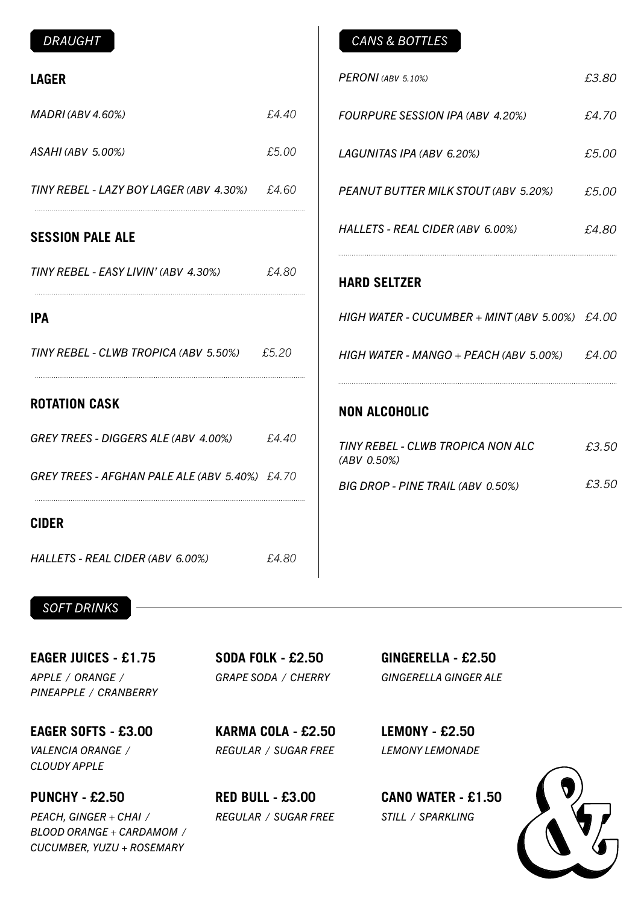## DRAUGHT

### LAGER

*MADRI (ABV 4.60%)* — *£4.40*

*ASAHI (ABV 5.00%)* — *£5.00*

*TINY REBEL - LAZY BOY LAGER (ABV 4.30%)* — *£4.60*

### SESSION PALE ALE

*TINY REBEL - EASY LIVIN' (ABV 4.30%)* — *£4.80*

### IPA

*TINY REBEL - CLWB TROPICA (ABV 5.50%)* — *£5.20*

### ROTATION CASK

*GREY TREES - DIGGERS ALE (ABV 4.00%)* — *£4.40*

*GREY TREES - AFGHAN PALE ALE (ABV 5.40%)* — *£4.70*

### CIDER

*HALLETS - REAL CIDER (ABV 6.00%)* — *£4.80*

## CANS & BOTTLES

*PERONI (ABV 5.10%)* — *£3.80*

*FOURPURE SESSION IPA (ABV 4.20%)* — *£4.70*

*LAGUNITAS IPA (ABV 6.20%)* — *£5.00*

*PEANUT BUTTER MILK STOUT (ABV 5.20%)* — *£5.00*

*HALLETS - REAL CIDER (ABV 6.00%)* — *£4.80*

### HARD SELTZER

*HIGH WATER - CUCUMBER + MINT (ABV 5.00%)* — *£4.00*

*HIGH WATER - MANGO + PEACH (ABV 5.00%)* — *£4.00*

### NON ALCOHOLIC

*TINY REBEL - CLWB TROPICA NON ALC (ABV 0.50%)* — *£3.50*

*BIG DROP - PINE TRAIL (ABV 0.50%)* — *£3.50*

## SOFT DRINKS

**EAGER JUICES - £1.75**
*APPLE / ORANGE / PINEAPPLE / CRANBERRY*

**SODA FOLK - £2.50**
*GRAPE SODA / CHERRY*

**GINGERELLA - £2.50**
*GINGERELLA GINGER ALE*

**EAGER SOFTS - £3.00**
*VALENCIA ORANGE / CLOUDY APPLE*

**KARMA COLA - £2.50**
*REGULAR / SUGAR FREE*

**LEMONY - £2.50**
*LEMONY LEMONADE*

**PUNCHY - £2.50**
*PEACH, GINGER + CHAI / BLOOD ORANGE + CARDAMOM / CUCUMBER, YUZU + ROSEMARY*

**RED BULL - £3.00**
*REGULAR / SUGAR FREE*

**CANO WATER - £1.50**
*STILL / SPARKLING*